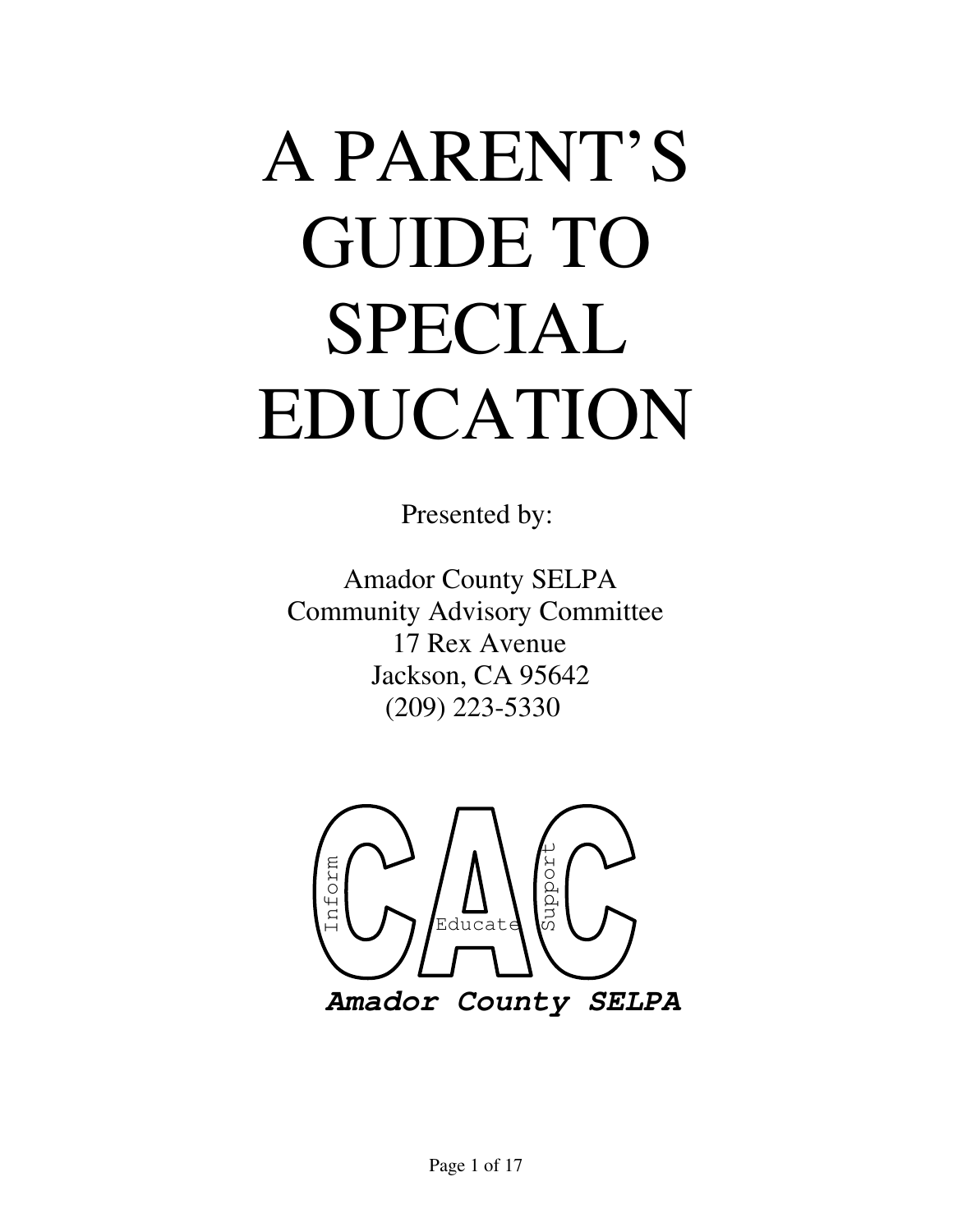# A PARENT'S GUIDE TO SPECIAL EDUCATION

Presented by:

Amador County SELPA  
Community Advisory Committee  
17 Rex Avenue  
Jackson, CA 95642  
(209) 223-5330

CAC

Inform Educate Support

***Amador County SELPA***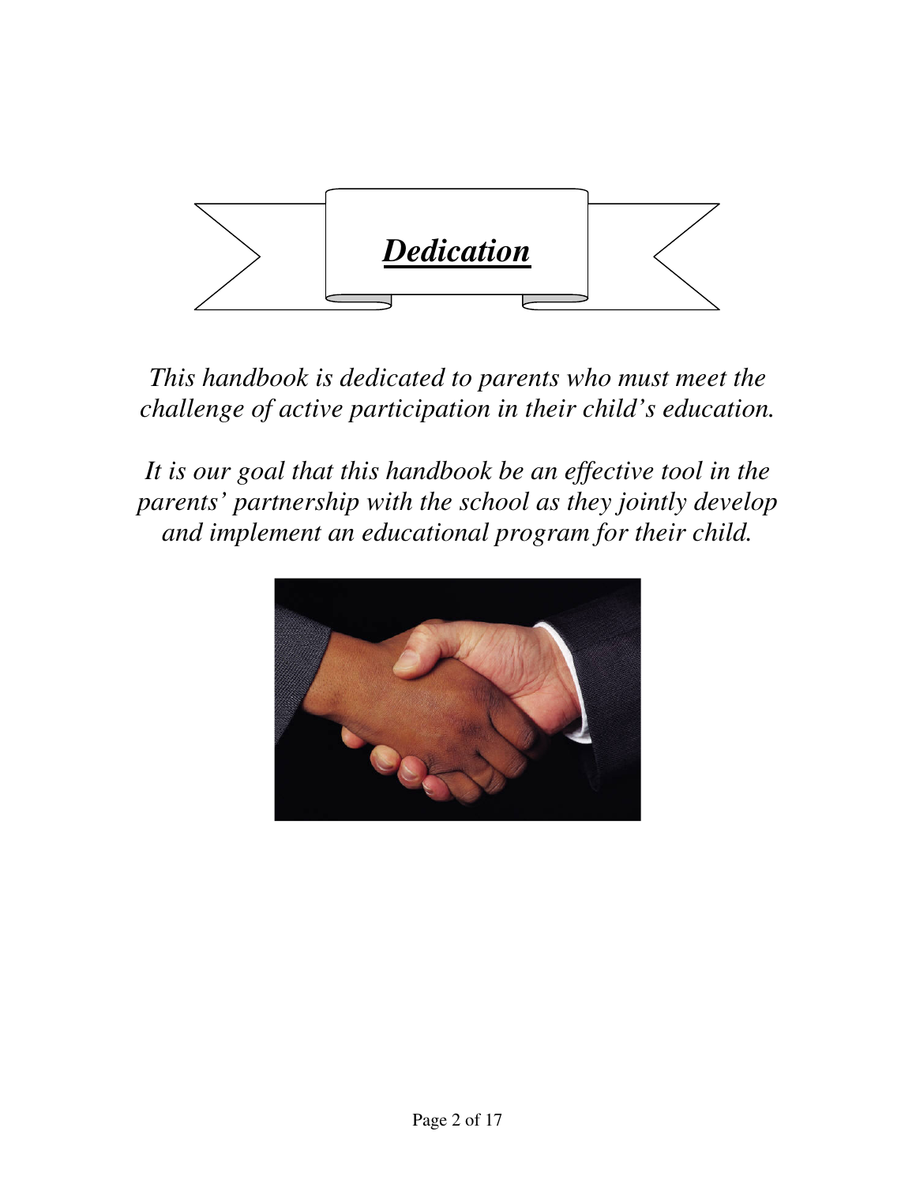# ***Dedication***

*This handbook is dedicated to parents who must meet the challenge of active participation in their child's education.*

*It is our goal that this handbook be an effective tool in the parents' partnership with the school as they jointly develop and implement an educational program for their child.*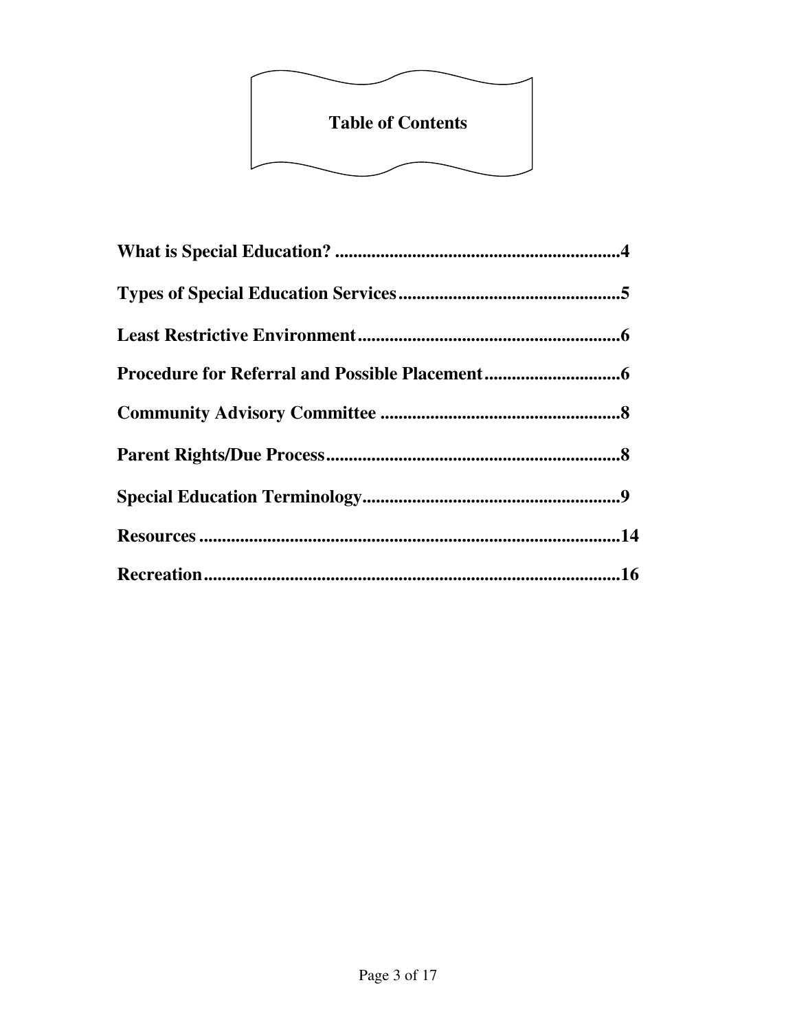# Table of Contents

**What is Special Education? ..............................................................4**

**Types of Special Education Services.................................................5**

**Least Restrictive Environment..........................................................6**

**Procedure for Referral and Possible Placement.............................6**

**Community Advisory Committee .....................................................8**

**Parent Rights/Due Process.................................................................8**

**Special Education Terminology.........................................................9**

**Resources ............................................................................................14**

**Recreation............................................................................................16**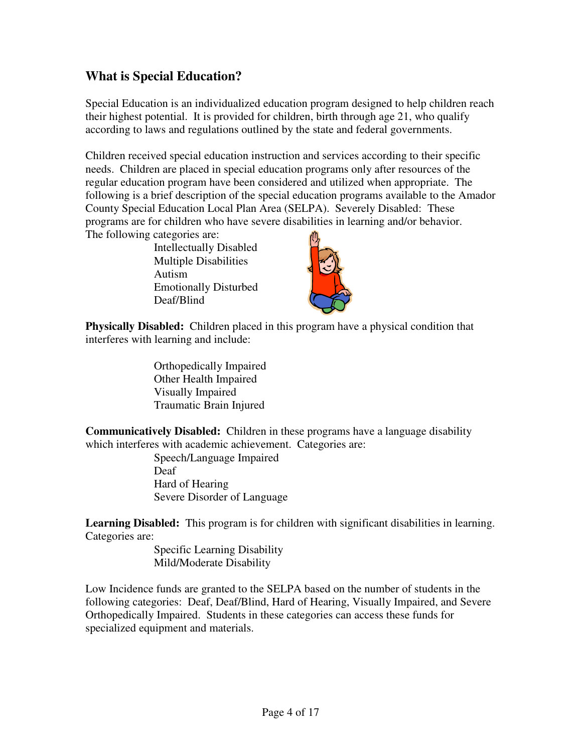## What is Special Education?

Special Education is an individualized education program designed to help children reach their highest potential. It is provided for children, birth through age 21, who qualify according to laws and regulations outlined by the state and federal governments.

Children received special education instruction and services according to their specific needs. Children are placed in special education programs only after resources of the regular education program have been considered and utilized when appropriate. The following is a brief description of the special education programs available to the Amador County Special Education Local Plan Area (SELPA). Severely Disabled: These programs are for children who have severe disabilities in learning and/or behavior. The following categories are:

- Intellectually Disabled
- Multiple Disabilities
- Autism
- Emotionally Disturbed
- Deaf/Blind

**Physically Disabled:** Children placed in this program have a physical condition that interferes with learning and include:

- Orthopedically Impaired
- Other Health Impaired
- Visually Impaired
- Traumatic Brain Injured

**Communicatively Disabled:** Children in these programs have a language disability which interferes with academic achievement. Categories are:

- Speech/Language Impaired
- Deaf
- Hard of Hearing
- Severe Disorder of Language

**Learning Disabled:** This program is for children with significant disabilities in learning. Categories are:

- Specific Learning Disability
- Mild/Moderate Disability

Low Incidence funds are granted to the SELPA based on the number of students in the following categories: Deaf, Deaf/Blind, Hard of Hearing, Visually Impaired, and Severe Orthopedically Impaired. Students in these categories can access these funds for specialized equipment and materials.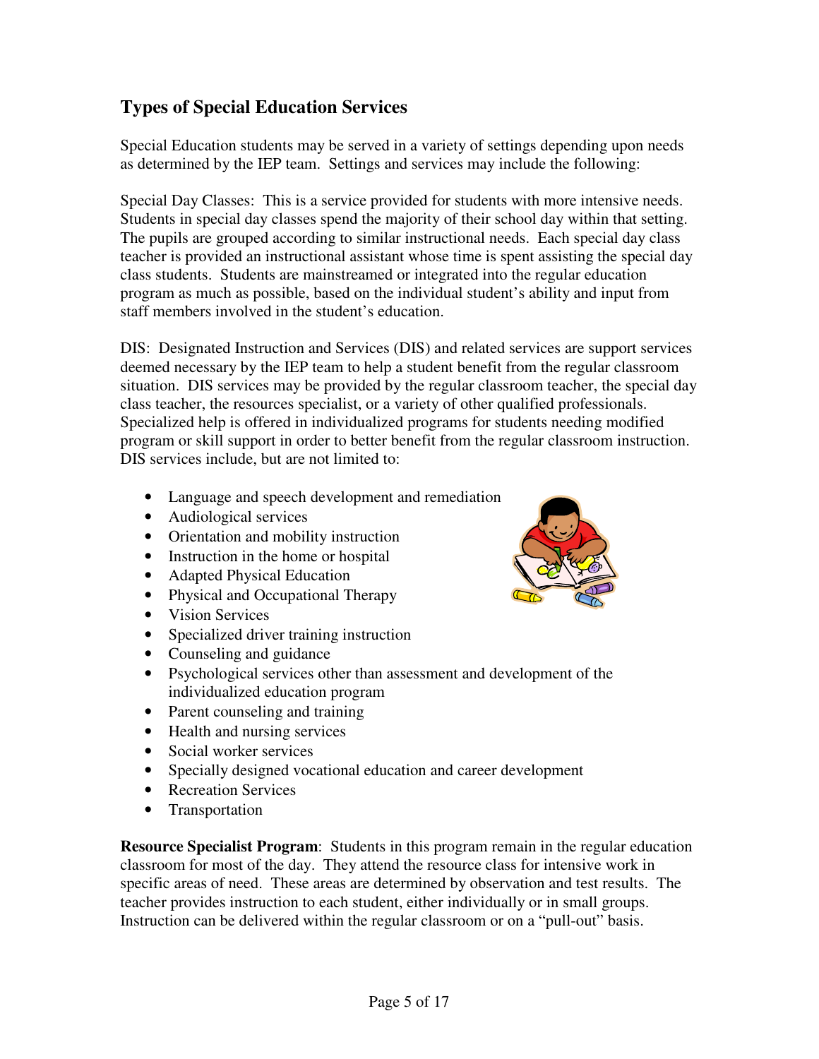## Types of Special Education Services

Special Education students may be served in a variety of settings depending upon needs as determined by the IEP team. Settings and services may include the following:

Special Day Classes: This is a service provided for students with more intensive needs. Students in special day classes spend the majority of their school day within that setting. The pupils are grouped according to similar instructional needs. Each special day class teacher is provided an instructional assistant whose time is spent assisting the special day class students. Students are mainstreamed or integrated into the regular education program as much as possible, based on the individual student's ability and input from staff members involved in the student's education.

DIS: Designated Instruction and Services (DIS) and related services are support services deemed necessary by the IEP team to help a student benefit from the regular classroom situation. DIS services may be provided by the regular classroom teacher, the special day class teacher, the resources specialist, or a variety of other qualified professionals. Specialized help is offered in individualized programs for students needing modified program or skill support in order to better benefit from the regular classroom instruction. DIS services include, but are not limited to:

- Language and speech development and remediation
- Audiological services
- Orientation and mobility instruction
- Instruction in the home or hospital
- Adapted Physical Education
- Physical and Occupational Therapy
- Vision Services
- Specialized driver training instruction
- Counseling and guidance
- Psychological services other than assessment and development of the individualized education program
- Parent counseling and training
- Health and nursing services
- Social worker services
- Specially designed vocational education and career development
- Recreation Services
- Transportation

**Resource Specialist Program**: Students in this program remain in the regular education classroom for most of the day. They attend the resource class for intensive work in specific areas of need. These areas are determined by observation and test results. The teacher provides instruction to each student, either individually or in small groups. Instruction can be delivered within the regular classroom or on a "pull-out" basis.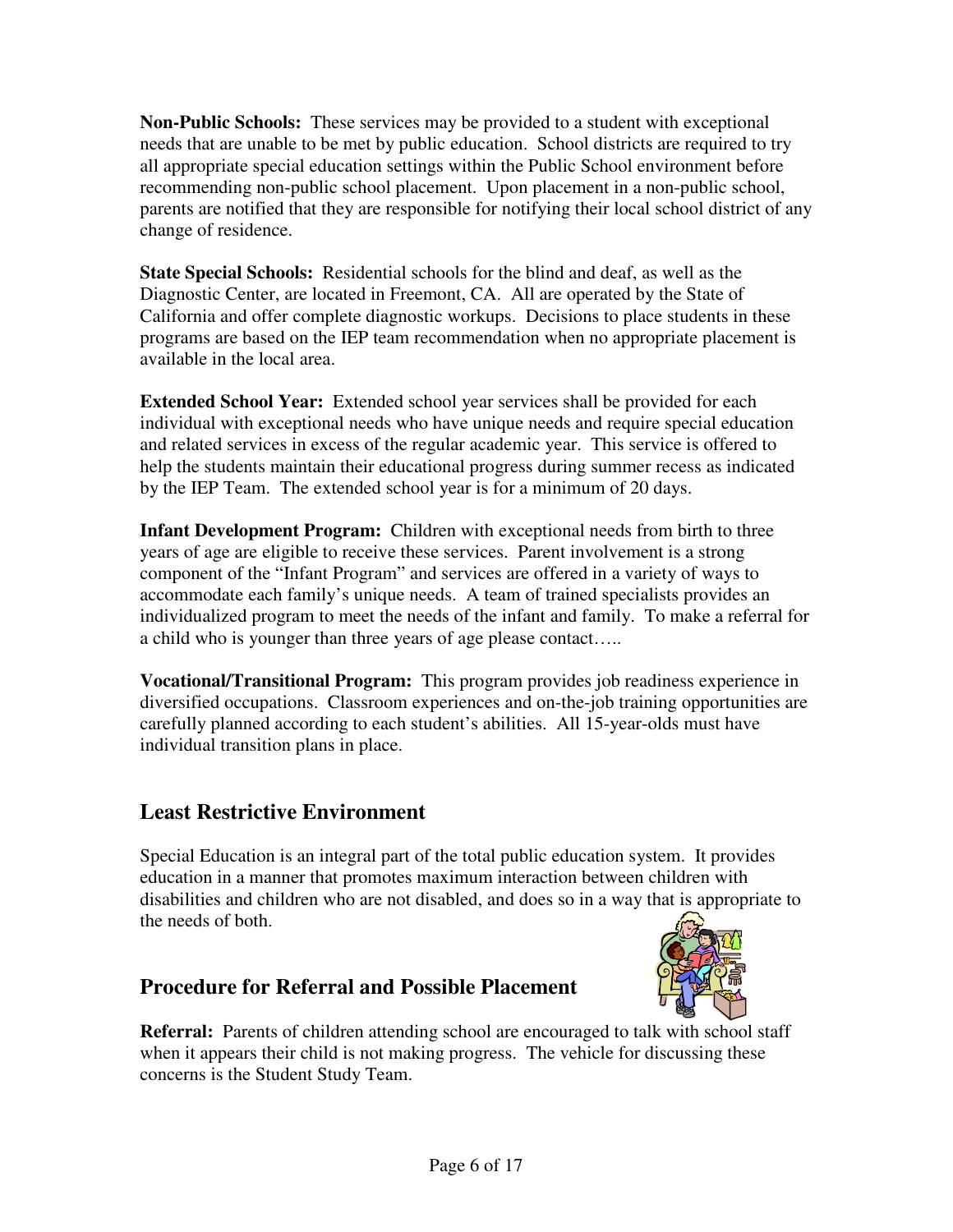**Non-Public Schools:** These services may be provided to a student with exceptional needs that are unable to be met by public education. School districts are required to try all appropriate special education settings within the Public School environment before recommending non-public school placement. Upon placement in a non-public school, parents are notified that they are responsible for notifying their local school district of any change of residence.

**State Special Schools:** Residential schools for the blind and deaf, as well as the Diagnostic Center, are located in Freemont, CA. All are operated by the State of California and offer complete diagnostic workups. Decisions to place students in these programs are based on the IEP team recommendation when no appropriate placement is available in the local area.

**Extended School Year:** Extended school year services shall be provided for each individual with exceptional needs who have unique needs and require special education and related services in excess of the regular academic year. This service is offered to help the students maintain their educational progress during summer recess as indicated by the IEP Team. The extended school year is for a minimum of 20 days.

**Infant Development Program:** Children with exceptional needs from birth to three years of age are eligible to receive these services. Parent involvement is a strong component of the "Infant Program" and services are offered in a variety of ways to accommodate each family's unique needs. A team of trained specialists provides an individualized program to meet the needs of the infant and family. To make a referral for a child who is younger than three years of age please contact…..

**Vocational/Transitional Program:** This program provides job readiness experience in diversified occupations. Classroom experiences and on-the-job training opportunities are carefully planned according to each student's abilities. All 15-year-olds must have individual transition plans in place.

## Least Restrictive Environment

Special Education is an integral part of the total public education system. It provides education in a manner that promotes maximum interaction between children with disabilities and children who are not disabled, and does so in a way that is appropriate to the needs of both.

## Procedure for Referral and Possible Placement

**Referral:** Parents of children attending school are encouraged to talk with school staff when it appears their child is not making progress. The vehicle for discussing these concerns is the Student Study Team.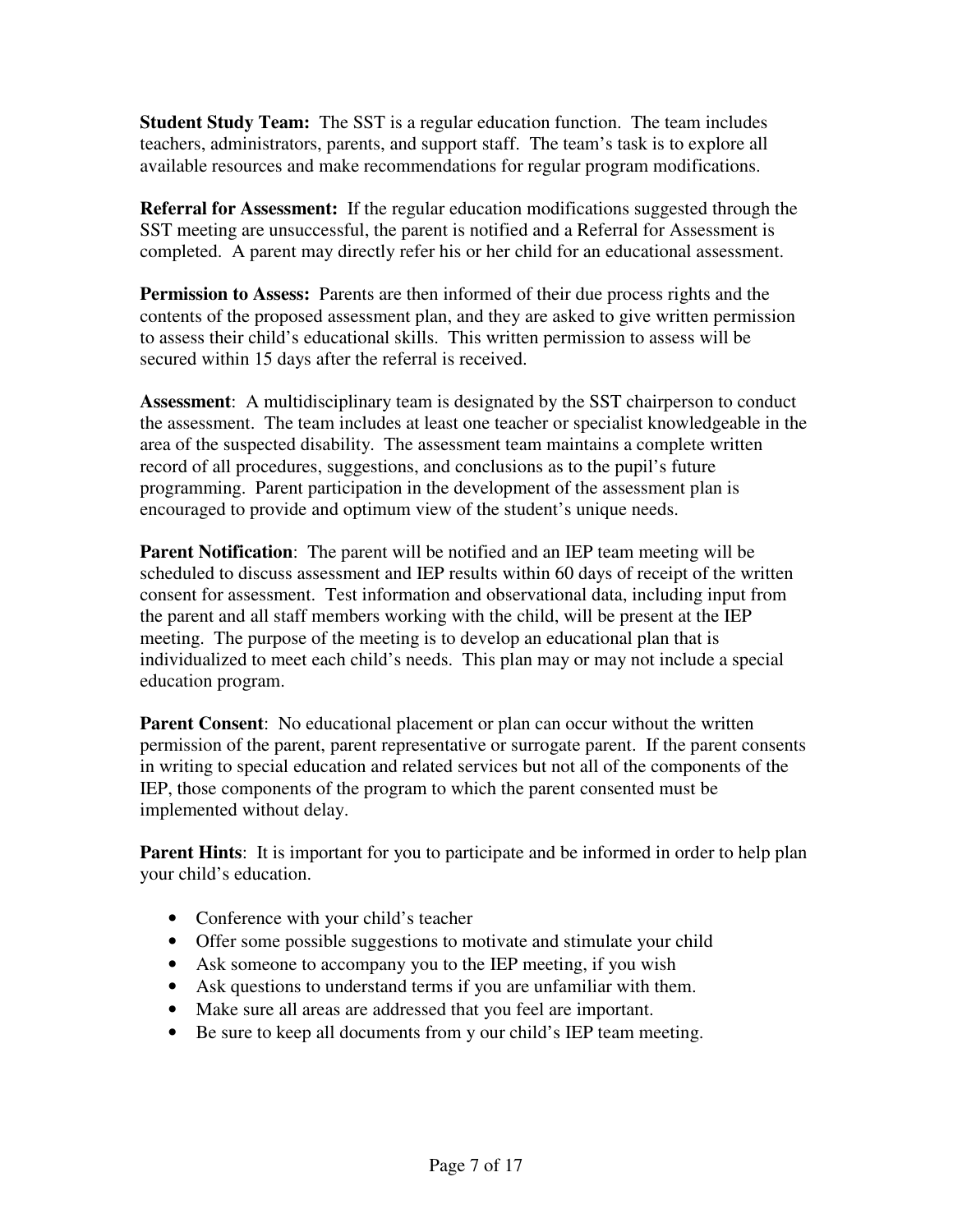**Student Study Team:** The SST is a regular education function. The team includes teachers, administrators, parents, and support staff. The team's task is to explore all available resources and make recommendations for regular program modifications.

**Referral for Assessment:** If the regular education modifications suggested through the SST meeting are unsuccessful, the parent is notified and a Referral for Assessment is completed. A parent may directly refer his or her child for an educational assessment.

**Permission to Assess:** Parents are then informed of their due process rights and the contents of the proposed assessment plan, and they are asked to give written permission to assess their child's educational skills. This written permission to assess will be secured within 15 days after the referral is received.

**Assessment**: A multidisciplinary team is designated by the SST chairperson to conduct the assessment. The team includes at least one teacher or specialist knowledgeable in the area of the suspected disability. The assessment team maintains a complete written record of all procedures, suggestions, and conclusions as to the pupil's future programming. Parent participation in the development of the assessment plan is encouraged to provide and optimum view of the student's unique needs.

**Parent Notification**: The parent will be notified and an IEP team meeting will be scheduled to discuss assessment and IEP results within 60 days of receipt of the written consent for assessment. Test information and observational data, including input from the parent and all staff members working with the child, will be present at the IEP meeting. The purpose of the meeting is to develop an educational plan that is individualized to meet each child's needs. This plan may or may not include a special education program.

**Parent Consent**: No educational placement or plan can occur without the written permission of the parent, parent representative or surrogate parent. If the parent consents in writing to special education and related services but not all of the components of the IEP, those components of the program to which the parent consented must be implemented without delay.

**Parent Hints**: It is important for you to participate and be informed in order to help plan your child's education.

- Conference with your child's teacher
- Offer some possible suggestions to motivate and stimulate your child
- Ask someone to accompany you to the IEP meeting, if you wish
- Ask questions to understand terms if you are unfamiliar with them.
- Make sure all areas are addressed that you feel are important.
- Be sure to keep all documents from y our child's IEP team meeting.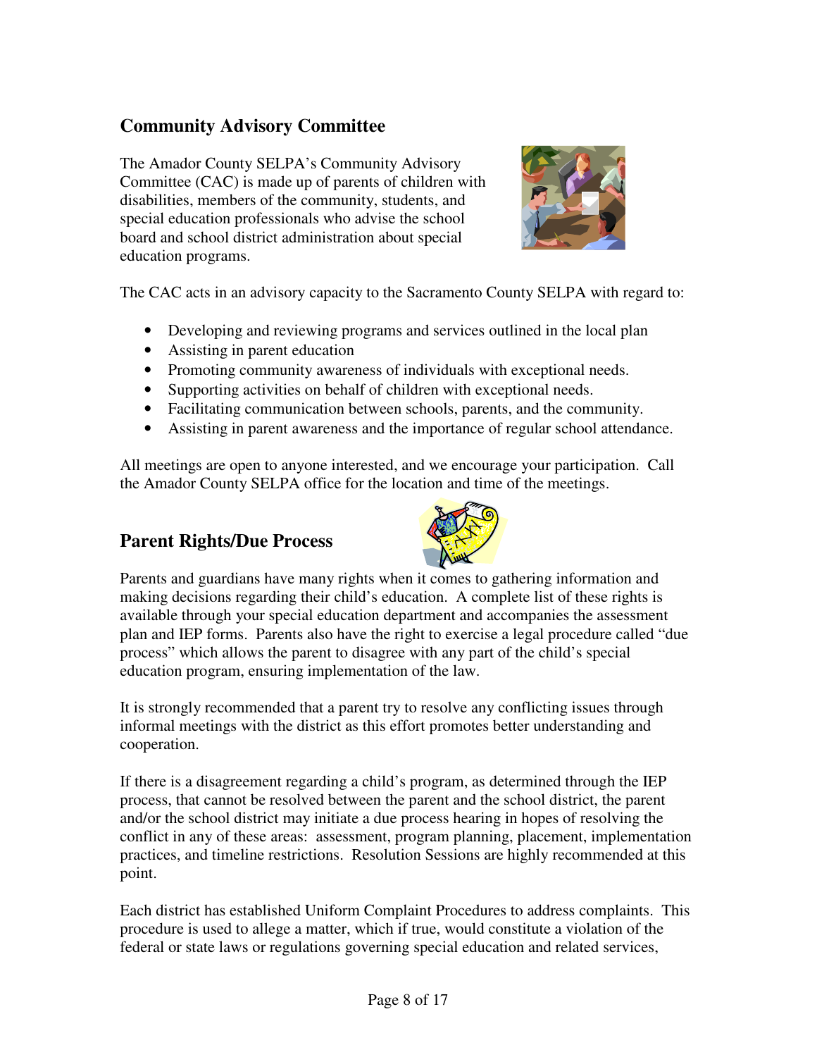## Community Advisory Committee

The Amador County SELPA's Community Advisory Committee (CAC) is made up of parents of children with disabilities, members of the community, students, and special education professionals who advise the school board and school district administration about special education programs.

The CAC acts in an advisory capacity to the Sacramento County SELPA with regard to:

- Developing and reviewing programs and services outlined in the local plan
- Assisting in parent education
- Promoting community awareness of individuals with exceptional needs.
- Supporting activities on behalf of children with exceptional needs.
- Facilitating communication between schools, parents, and the community.
- Assisting in parent awareness and the importance of regular school attendance.

All meetings are open to anyone interested, and we encourage your participation. Call the Amador County SELPA office for the location and time of the meetings.

## Parent Rights/Due Process

Parents and guardians have many rights when it comes to gathering information and making decisions regarding their child's education. A complete list of these rights is available through your special education department and accompanies the assessment plan and IEP forms. Parents also have the right to exercise a legal procedure called "due process" which allows the parent to disagree with any part of the child's special education program, ensuring implementation of the law.

It is strongly recommended that a parent try to resolve any conflicting issues through informal meetings with the district as this effort promotes better understanding and cooperation.

If there is a disagreement regarding a child's program, as determined through the IEP process, that cannot be resolved between the parent and the school district, the parent and/or the school district may initiate a due process hearing in hopes of resolving the conflict in any of these areas: assessment, program planning, placement, implementation practices, and timeline restrictions. Resolution Sessions are highly recommended at this point.

Each district has established Uniform Complaint Procedures to address complaints. This procedure is used to allege a matter, which if true, would constitute a violation of the federal or state laws or regulations governing special education and related services,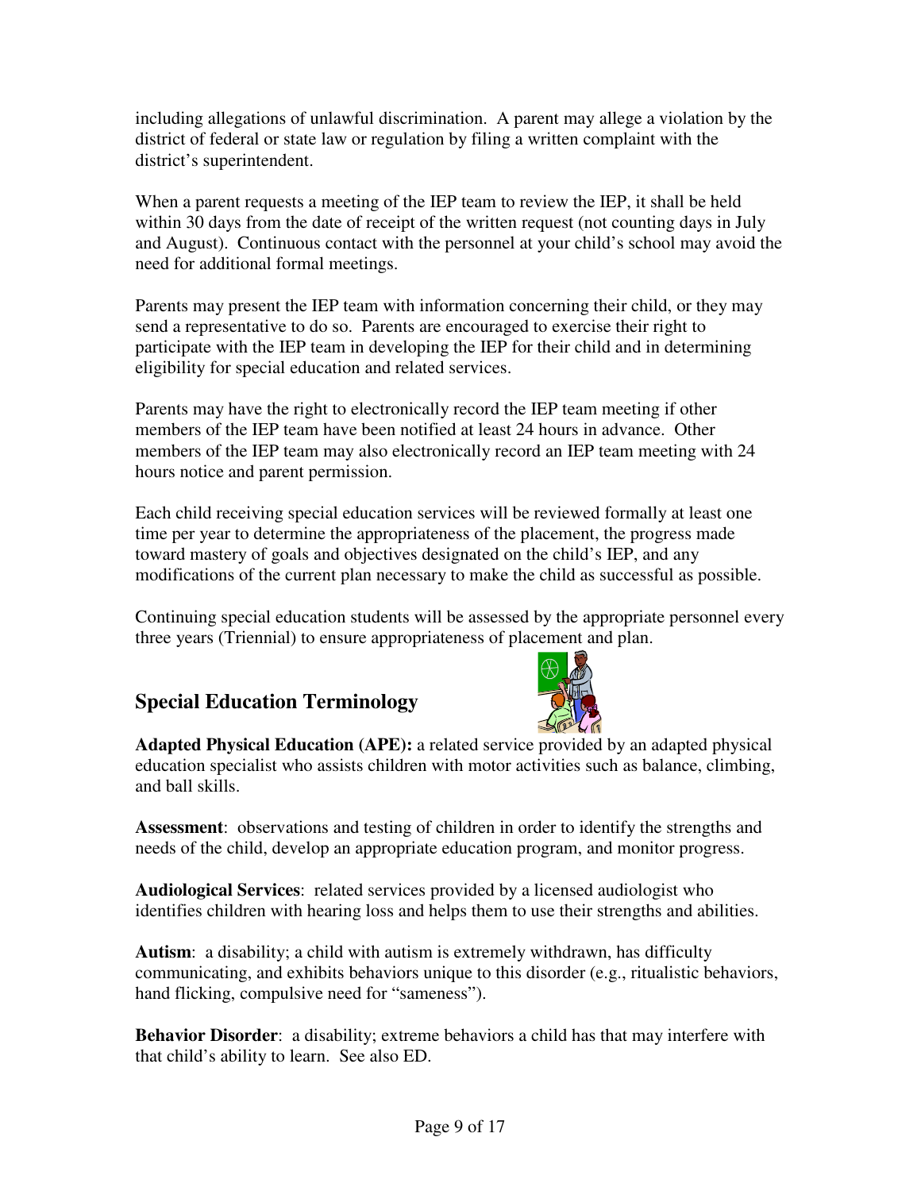including allegations of unlawful discrimination. A parent may allege a violation by the district of federal or state law or regulation by filing a written complaint with the district's superintendent.

When a parent requests a meeting of the IEP team to review the IEP, it shall be held within 30 days from the date of receipt of the written request (not counting days in July and August). Continuous contact with the personnel at your child's school may avoid the need for additional formal meetings.

Parents may present the IEP team with information concerning their child, or they may send a representative to do so. Parents are encouraged to exercise their right to participate with the IEP team in developing the IEP for their child and in determining eligibility for special education and related services.

Parents may have the right to electronically record the IEP team meeting if other members of the IEP team have been notified at least 24 hours in advance. Other members of the IEP team may also electronically record an IEP team meeting with 24 hours notice and parent permission.

Each child receiving special education services will be reviewed formally at least one time per year to determine the appropriateness of the placement, the progress made toward mastery of goals and objectives designated on the child's IEP, and any modifications of the current plan necessary to make the child as successful as possible.

Continuing special education students will be assessed by the appropriate personnel every three years (Triennial) to ensure appropriateness of placement and plan.

## Special Education Terminology

**Adapted Physical Education (APE):** a related service provided by an adapted physical education specialist who assists children with motor activities such as balance, climbing, and ball skills.

**Assessment**: observations and testing of children in order to identify the strengths and needs of the child, develop an appropriate education program, and monitor progress.

**Audiological Services**: related services provided by a licensed audiologist who identifies children with hearing loss and helps them to use their strengths and abilities.

**Autism**: a disability; a child with autism is extremely withdrawn, has difficulty communicating, and exhibits behaviors unique to this disorder (e.g., ritualistic behaviors, hand flicking, compulsive need for "sameness").

**Behavior Disorder**: a disability; extreme behaviors a child has that may interfere with that child's ability to learn. See also ED.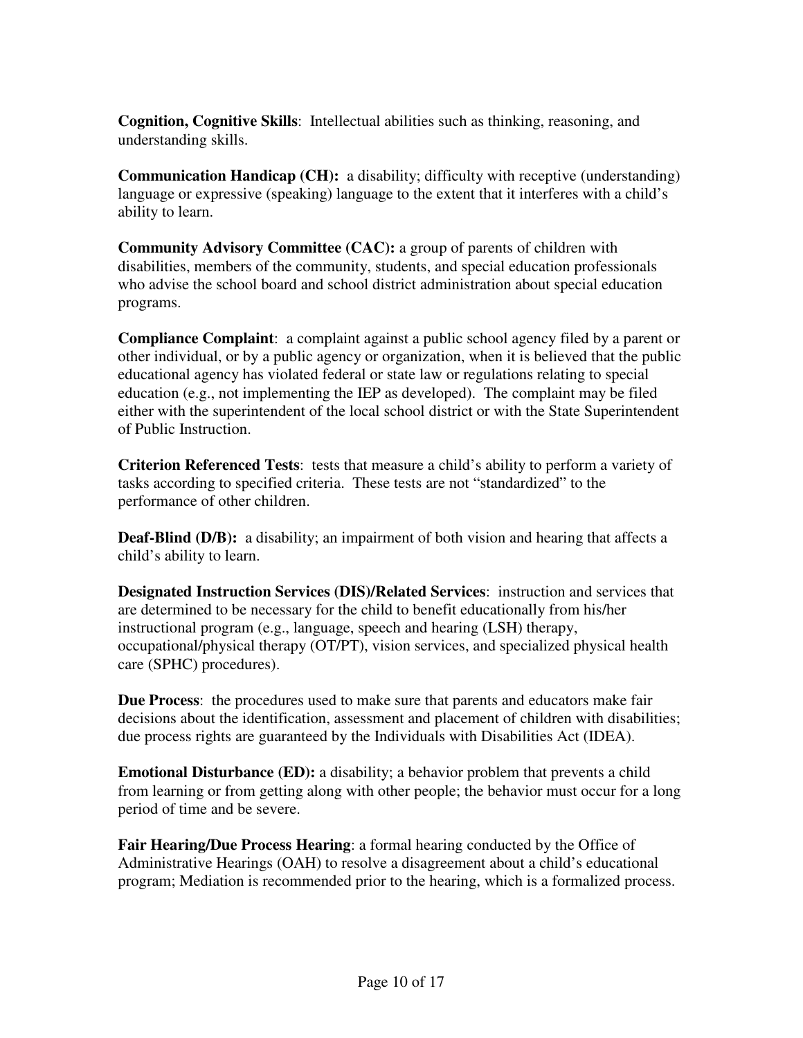**Cognition, Cognitive Skills**:  Intellectual abilities such as thinking, reasoning, and understanding skills.

**Communication Handicap (CH):**  a disability; difficulty with receptive (understanding) language or expressive (speaking) language to the extent that it interferes with a child's ability to learn.

**Community Advisory Committee (CAC):** a group of parents of children with disabilities, members of the community, students, and special education professionals who advise the school board and school district administration about special education programs.

**Compliance Complaint**:  a complaint against a public school agency filed by a parent or other individual, or by a public agency or organization, when it is believed that the public educational agency has violated federal or state law or regulations relating to special education (e.g., not implementing the IEP as developed).  The complaint may be filed either with the superintendent of the local school district or with the State Superintendent of Public Instruction.

**Criterion Referenced Tests**:  tests that measure a child's ability to perform a variety of tasks according to specified criteria.  These tests are not "standardized" to the performance of other children.

**Deaf-Blind (D/B):**  a disability; an impairment of both vision and hearing that affects a child's ability to learn.

**Designated Instruction Services (DIS)/Related Services**:  instruction and services that are determined to be necessary for the child to benefit educationally from his/her instructional program (e.g., language, speech and hearing (LSH) therapy, occupational/physical therapy (OT/PT), vision services, and specialized physical health care (SPHC) procedures).

**Due Process**:  the procedures used to make sure that parents and educators make fair decisions about the identification, assessment and placement of children with disabilities; due process rights are guaranteed by the Individuals with Disabilities Act (IDEA).

**Emotional Disturbance (ED):** a disability; a behavior problem that prevents a child from learning or from getting along with other people; the behavior must occur for a long period of time and be severe.

**Fair Hearing/Due Process Hearing**: a formal hearing conducted by the Office of Administrative Hearings (OAH) to resolve a disagreement about a child's educational program; Mediation is recommended prior to the hearing, which is a formalized process.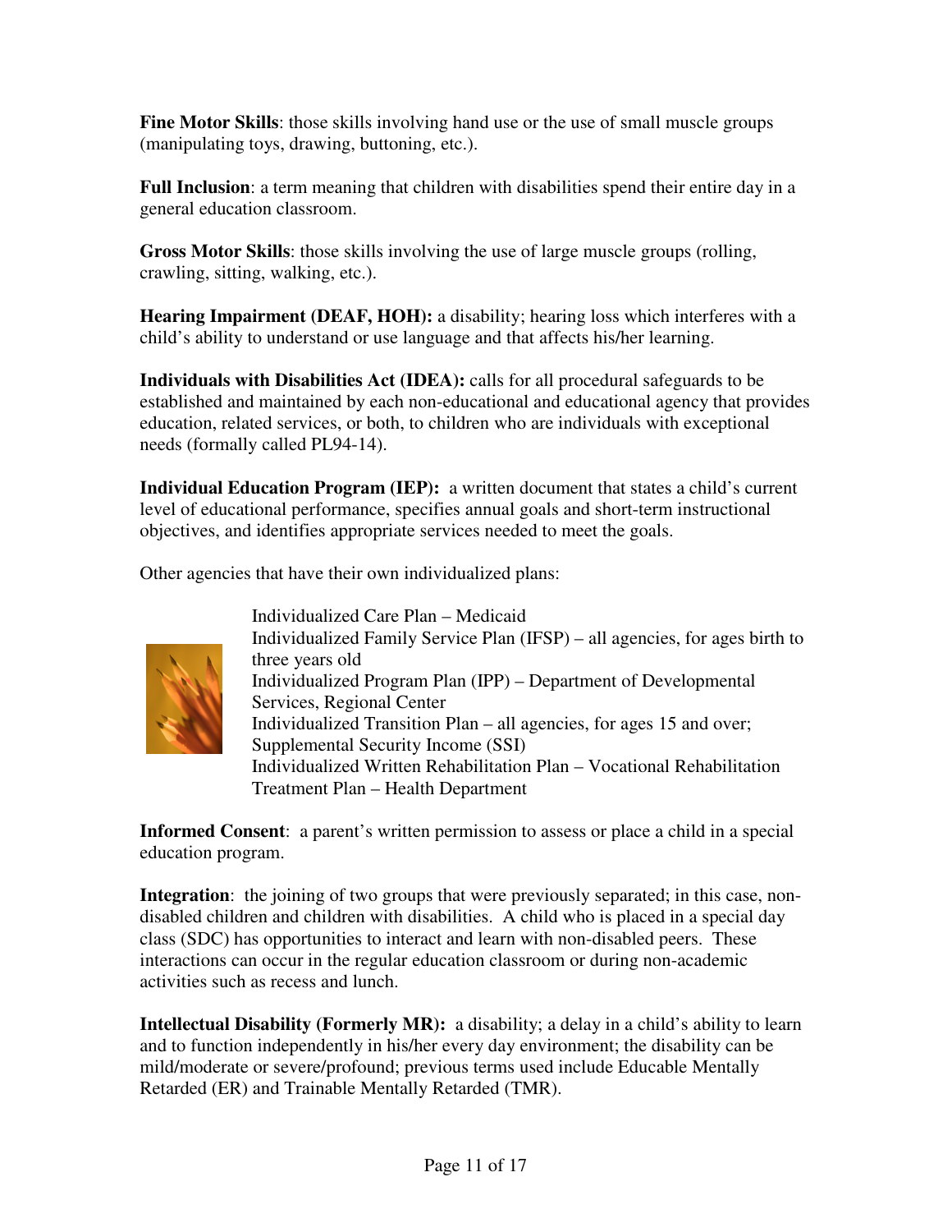**Fine Motor Skills**: those skills involving hand use or the use of small muscle groups (manipulating toys, drawing, buttoning, etc.).

**Full Inclusion**: a term meaning that children with disabilities spend their entire day in a general education classroom.

**Gross Motor Skills**: those skills involving the use of large muscle groups (rolling, crawling, sitting, walking, etc.).

**Hearing Impairment (DEAF, HOH):** a disability; hearing loss which interferes with a child's ability to understand or use language and that affects his/her learning.

**Individuals with Disabilities Act (IDEA):** calls for all procedural safeguards to be established and maintained by each non-educational and educational agency that provides education, related services, or both, to children who are individuals with exceptional needs (formally called PL94-14).

**Individual Education Program (IEP):** a written document that states a child's current level of educational performance, specifies annual goals and short-term instructional objectives, and identifies appropriate services needed to meet the goals.

Other agencies that have their own individualized plans:

Individualized Care Plan – Medicaid
Individualized Family Service Plan (IFSP) – all agencies, for ages birth to three years old
Individualized Program Plan (IPP) – Department of Developmental Services, Regional Center
Individualized Transition Plan – all agencies, for ages 15 and over; Supplemental Security Income (SSI)
Individualized Written Rehabilitation Plan – Vocational Rehabilitation
Treatment Plan – Health Department

**Informed Consent**: a parent's written permission to assess or place a child in a special education program.

**Integration**: the joining of two groups that were previously separated; in this case, non-disabled children and children with disabilities. A child who is placed in a special day class (SDC) has opportunities to interact and learn with non-disabled peers. These interactions can occur in the regular education classroom or during non-academic activities such as recess and lunch.

**Intellectual Disability (Formerly MR):** a disability; a delay in a child's ability to learn and to function independently in his/her every day environment; the disability can be mild/moderate or severe/profound; previous terms used include Educable Mentally Retarded (ER) and Trainable Mentally Retarded (TMR).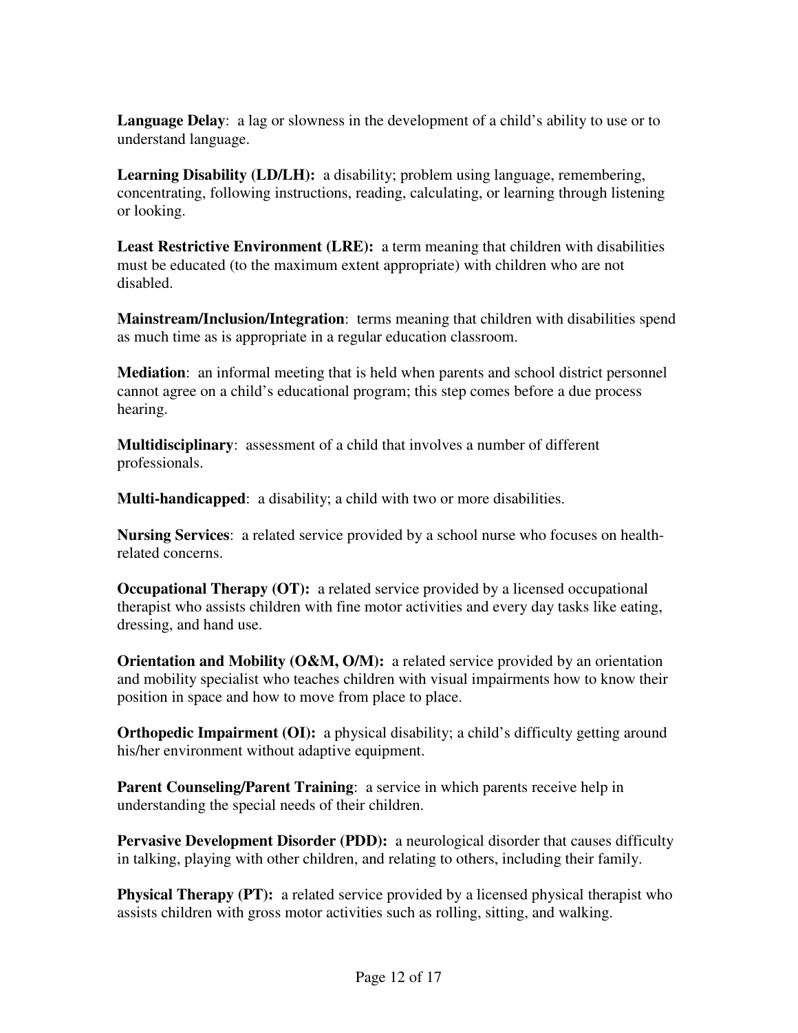**Language Delay**: a lag or slowness in the development of a child's ability to use or to understand language.

**Learning Disability (LD/LH):** a disability; problem using language, remembering, concentrating, following instructions, reading, calculating, or learning through listening or looking.

**Least Restrictive Environment (LRE):** a term meaning that children with disabilities must be educated (to the maximum extent appropriate) with children who are not disabled.

**Mainstream/Inclusion/Integration**: terms meaning that children with disabilities spend as much time as is appropriate in a regular education classroom.

**Mediation**: an informal meeting that is held when parents and school district personnel cannot agree on a child's educational program; this step comes before a due process hearing.

**Multidisciplinary**: assessment of a child that involves a number of different professionals.

**Multi-handicapped**: a disability; a child with two or more disabilities.

**Nursing Services**: a related service provided by a school nurse who focuses on health-related concerns.

**Occupational Therapy (OT):** a related service provided by a licensed occupational therapist who assists children with fine motor activities and every day tasks like eating, dressing, and hand use.

**Orientation and Mobility (O&M, O/M):** a related service provided by an orientation and mobility specialist who teaches children with visual impairments how to know their position in space and how to move from place to place.

**Orthopedic Impairment (OI):** a physical disability; a child's difficulty getting around his/her environment without adaptive equipment.

**Parent Counseling/Parent Training**: a service in which parents receive help in understanding the special needs of their children.

**Pervasive Development Disorder (PDD):** a neurological disorder that causes difficulty in talking, playing with other children, and relating to others, including their family.

**Physical Therapy (PT):** a related service provided by a licensed physical therapist who assists children with gross motor activities such as rolling, sitting, and walking.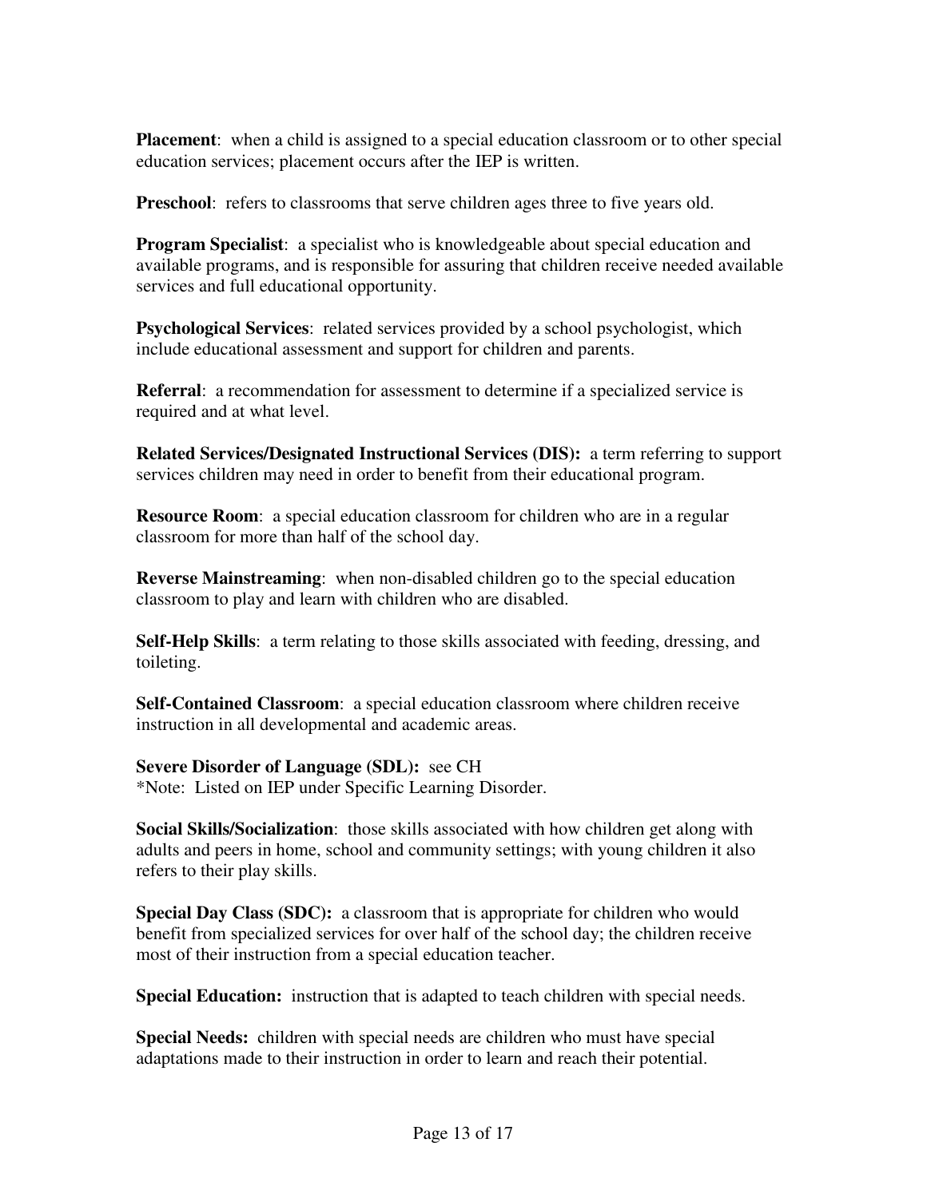**Placement**: when a child is assigned to a special education classroom or to other special education services; placement occurs after the IEP is written.

**Preschool**: refers to classrooms that serve children ages three to five years old.

**Program Specialist**: a specialist who is knowledgeable about special education and available programs, and is responsible for assuring that children receive needed available services and full educational opportunity.

**Psychological Services**: related services provided by a school psychologist, which include educational assessment and support for children and parents.

**Referral**: a recommendation for assessment to determine if a specialized service is required and at what level.

**Related Services/Designated Instructional Services (DIS):** a term referring to support services children may need in order to benefit from their educational program.

**Resource Room**: a special education classroom for children who are in a regular classroom for more than half of the school day.

**Reverse Mainstreaming**: when non-disabled children go to the special education classroom to play and learn with children who are disabled.

**Self-Help Skills**: a term relating to those skills associated with feeding, dressing, and toileting.

**Self-Contained Classroom**: a special education classroom where children receive instruction in all developmental and academic areas.

**Severe Disorder of Language (SDL):** see CH
*Note: Listed on IEP under Specific Learning Disorder.

**Social Skills/Socialization**: those skills associated with how children get along with adults and peers in home, school and community settings; with young children it also refers to their play skills.

**Special Day Class (SDC):** a classroom that is appropriate for children who would benefit from specialized services for over half of the school day; the children receive most of their instruction from a special education teacher.

**Special Education:** instruction that is adapted to teach children with special needs.

**Special Needs:** children with special needs are children who must have special adaptations made to their instruction in order to learn and reach their potential.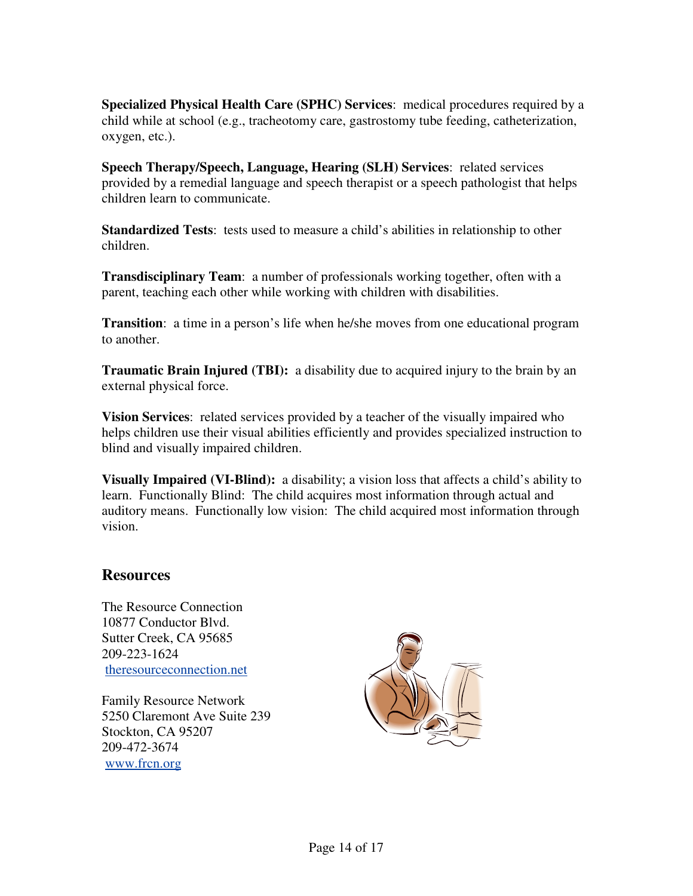**Specialized Physical Health Care (SPHC) Services**: medical procedures required by a child while at school (e.g., tracheotomy care, gastrostomy tube feeding, catheterization, oxygen, etc.).

**Speech Therapy/Speech, Language, Hearing (SLH) Services**: related services provided by a remedial language and speech therapist or a speech pathologist that helps children learn to communicate.

**Standardized Tests**: tests used to measure a child's abilities in relationship to other children.

**Transdisciplinary Team**: a number of professionals working together, often with a parent, teaching each other while working with children with disabilities.

**Transition**: a time in a person's life when he/she moves from one educational program to another.

**Traumatic Brain Injured (TBI):** a disability due to acquired injury to the brain by an external physical force.

**Vision Services**: related services provided by a teacher of the visually impaired who helps children use their visual abilities efficiently and provides specialized instruction to blind and visually impaired children.

**Visually Impaired (VI-Blind):** a disability; a vision loss that affects a child's ability to learn. Functionally Blind: The child acquires most information through actual and auditory means. Functionally low vision: The child acquired most information through vision.

## Resources

The Resource Connection
10877 Conductor Blvd.
Sutter Creek, CA 95685
209-223-1624
theresourceconnection.net

Family Resource Network
5250 Claremont Ave Suite 239
Stockton, CA 95207
209-472-3674
www.frcn.org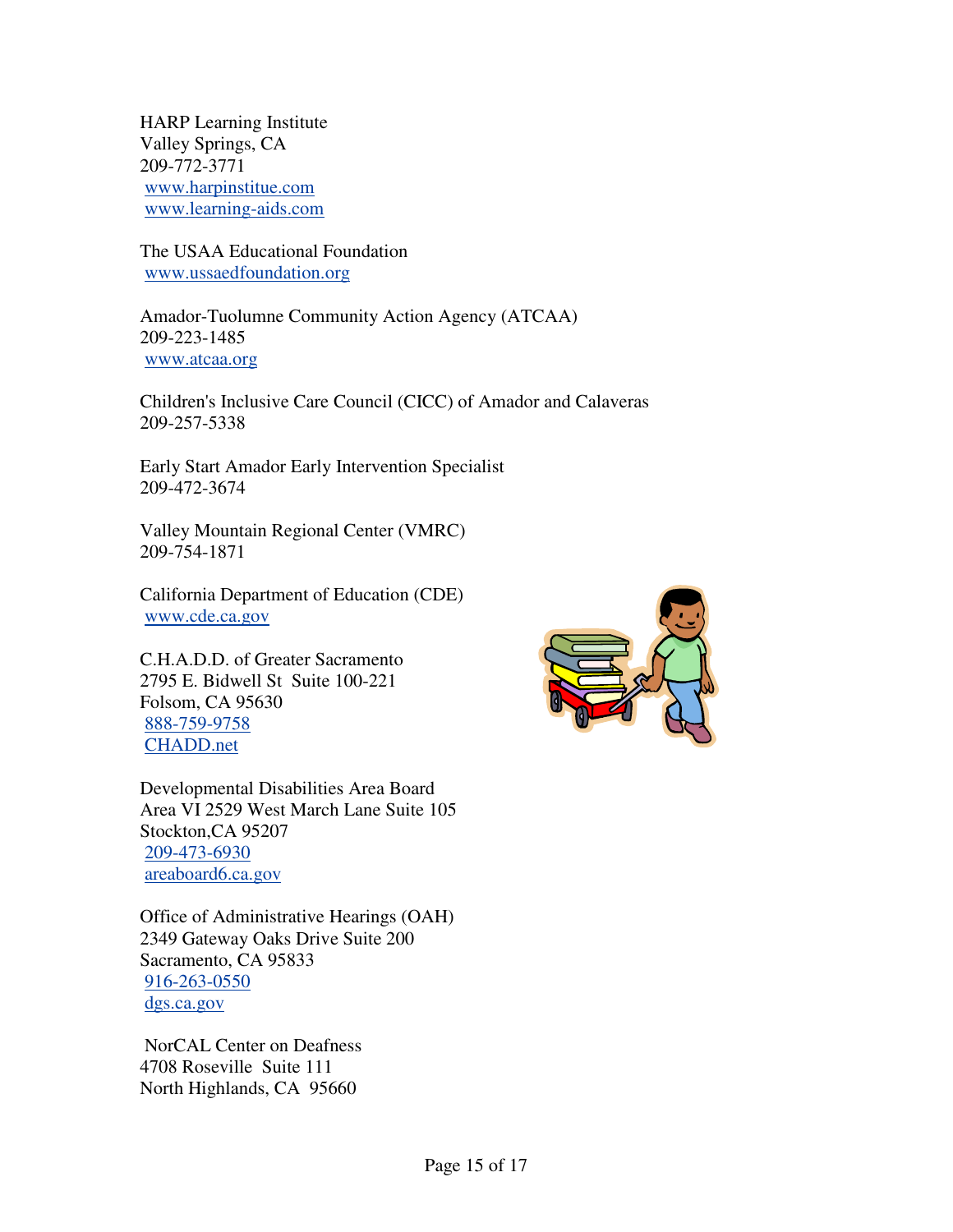HARP Learning Institute
Valley Springs, CA
209-772-3771
www.harpinstitue.com
www.learning-aids.com

The USAA Educational Foundation
www.ussaedfoundation.org

Amador-Tuolumne Community Action Agency (ATCAA)
209-223-1485
www.atcaa.org

Children's Inclusive Care Council (CICC) of Amador and Calaveras
209-257-5338

Early Start Amador Early Intervention Specialist
209-472-3674

Valley Mountain Regional Center (VMRC)
209-754-1871

California Department of Education (CDE)
www.cde.ca.gov

C.H.A.D.D. of Greater Sacramento
2795 E. Bidwell St Suite 100-221
Folsom, CA 95630
888-759-9758
CHADD.net

Developmental Disabilities Area Board
Area VI 2529 West March Lane Suite 105
Stockton,CA 95207
209-473-6930
areaboard6.ca.gov

Office of Administrative Hearings (OAH)
2349 Gateway Oaks Drive Suite 200
Sacramento, CA 95833
916-263-0550
dgs.ca.gov

NorCAL Center on Deafness
4708 Roseville Suite 111
North Highlands, CA 95660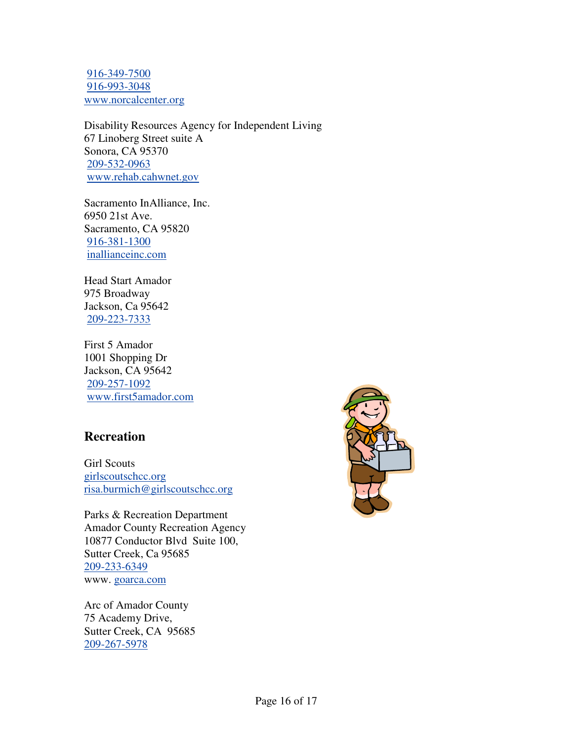916-349-7500
916-993-3048
www.norcalcenter.org

Disability Resources Agency for Independent Living
67 Linoberg Street suite A
Sonora, CA 95370
209-532-0963
www.rehab.cahwnet.gov

Sacramento InAlliance, Inc.
6950 21st Ave.
Sacramento, CA 95820
916-381-1300
inallianceinc.com

Head Start Amador
975 Broadway
Jackson, Ca 95642
209-223-7333

First 5 Amador
1001 Shopping Dr
Jackson, CA 95642
209-257-1092
www.first5amador.com

## Recreation

Girl Scouts
girlscoutschcc.org
risa.burmich@girlscoutschcc.org

Parks & Recreation Department
Amador County Recreation Agency
10877 Conductor Blvd Suite 100,
Sutter Creek, Ca 95685
209-233-6349
www. goarca.com

Arc of Amador County
75 Academy Drive,
Sutter Creek, CA 95685
209-267-5978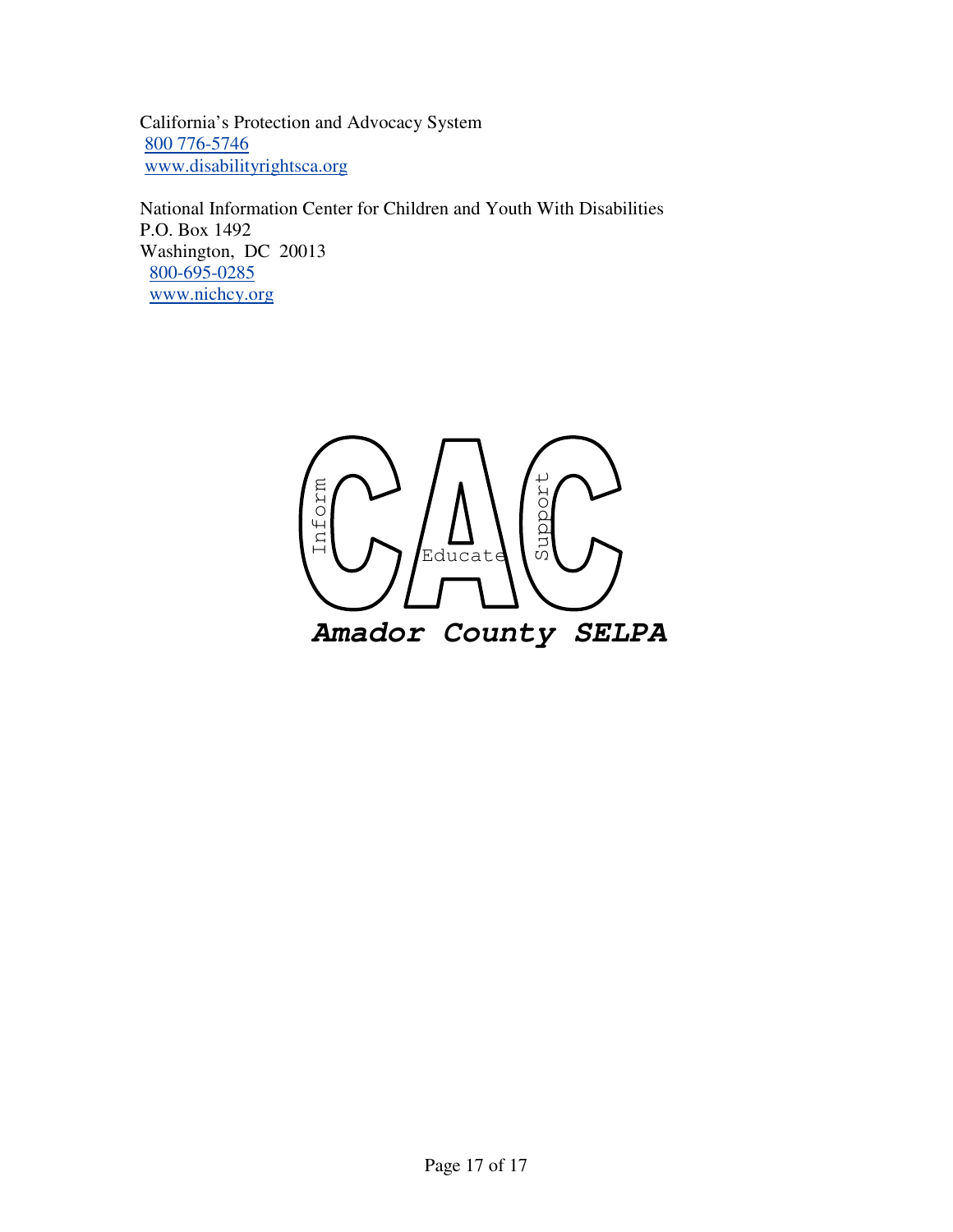California's Protection and Advocacy System
800 776-5746
www.disabilityrightsca.org

National Information Center for Children and Youth With Disabilities
P.O. Box 1492
Washington, DC 20013
800-695-0285
www.nichcy.org

CAC

Inform Educate Support

***Amador County SELPA***